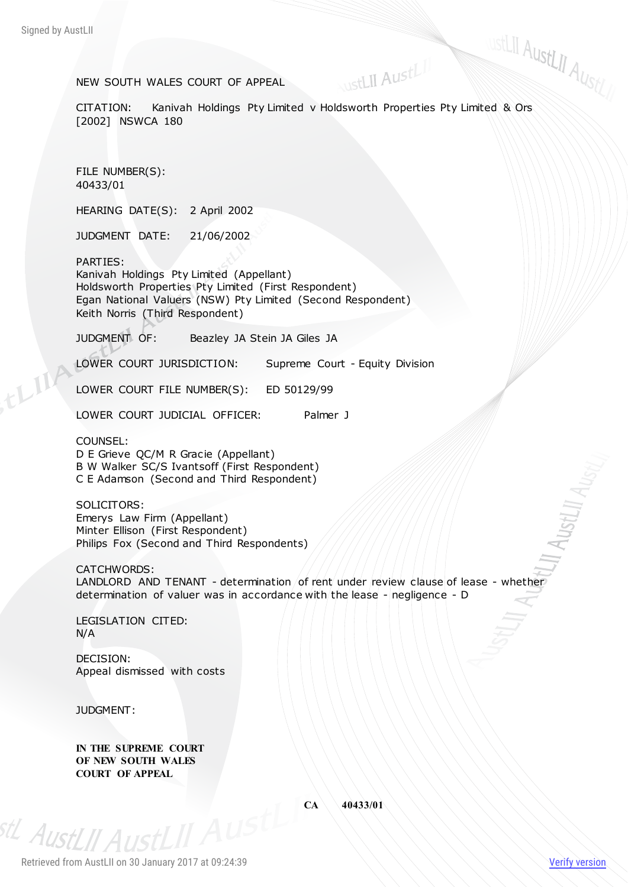NEW SOUTH WALES COURT OF APPEAL

CITATION: Kanivah Holdings Pty Limited v Holdsworth Properties Pty Limited & Ors [2002] NSWCA 180

FILE NUMBER(S):
40433/01

HEARING DATE(S): 2 April 2002

JUDGMENT DATE: 21/06/2002

PARTIES:
Kanivah Holdings Pty Limited (Appellant)
Holdsworth Properties Pty Limited (First Respondent)
Egan National Valuers (NSW) Pty Limited (Second Respondent)
Keith Norris (Third Respondent)

JUDGMENT OF: Beazley JA Stein JA Giles JA

LOWER COURT JURISDICTION: Supreme Court - Equity Division

LOWER COURT FILE NUMBER(S): ED 50129/99

LOWER COURT JUDICIAL OFFICER: Palmer J

COUNSEL:
D E Grieve QC/M R Gracie (Appellant)
B W Walker SC/S Ivantsoff (First Respondent)
C E Adamson (Second and Third Respondent)

SOLICITORS:
Emerys Law Firm (Appellant)
Minter Ellison (First Respondent)
Philips Fox (Second and Third Respondents)

CATCHWORDS:
LANDLORD AND TENANT - determination of rent under review clause of lease - whether determination of valuer was in accordance with the lease - negligence - D

LEGISLATION CITED:
N/A

DECISION:
Appeal dismissed with costs

JUDGMENT:

**IN THE SUPREME COURT**
**OF NEW SOUTH WALES**
**COURT OF APPEAL**

**CA 40433/01**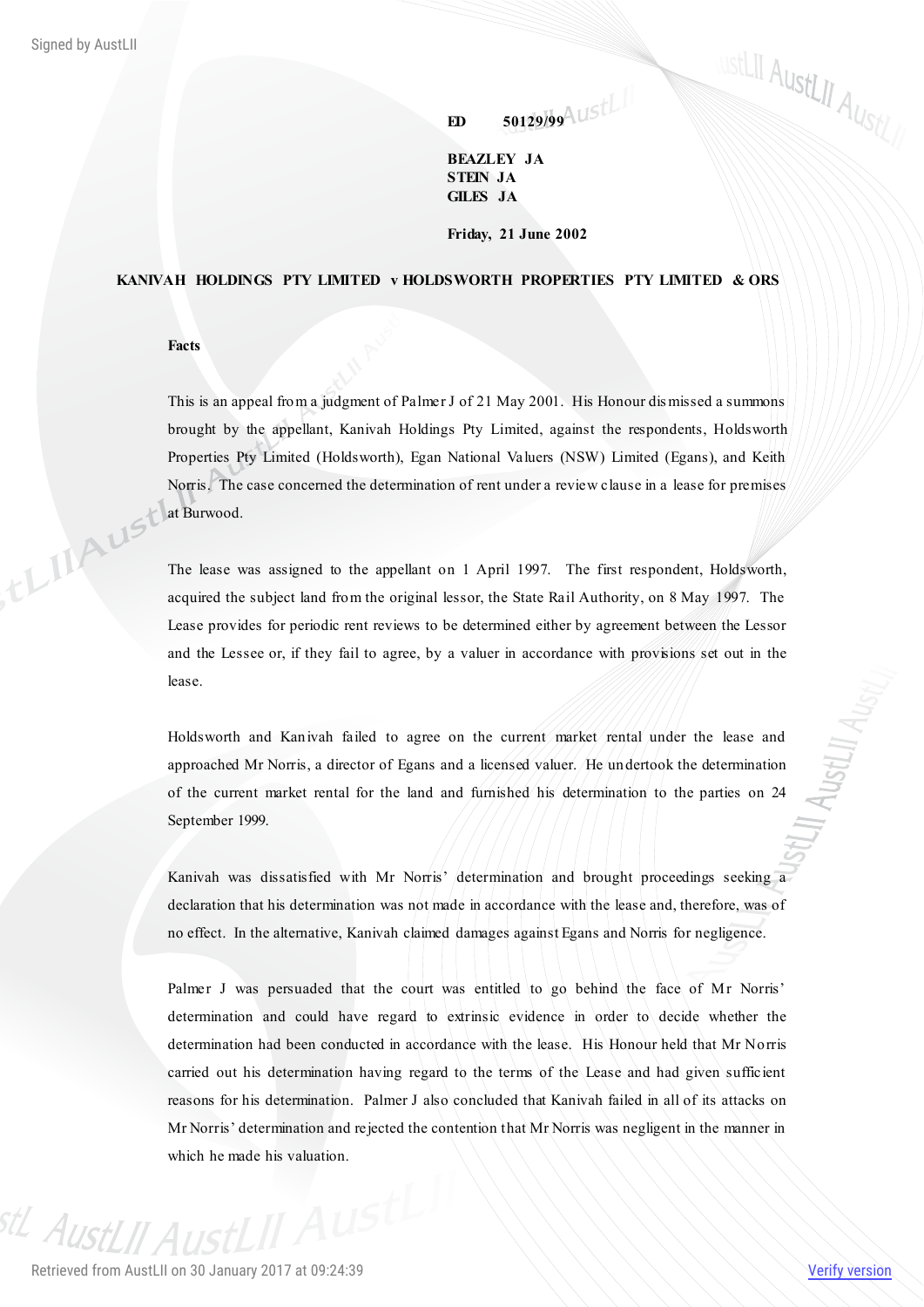**ED 50129/99**

**BEAZLEY JA**
**STEIN JA**
**GILES JA**

**Friday, 21 June 2002**

**KANIVAH HOLDINGS PTY LIMITED v HOLDSWORTH PROPERTIES PTY LIMITED & ORS**

**Facts**

This is an appeal from a judgment of Palmer J of 21 May 2001. His Honour dismissed a summons brought by the appellant, Kanivah Holdings Pty Limited, against the respondents, Holdsworth Properties Pty Limited (Holdsworth), Egan National Valuers (NSW) Limited (Egans), and Keith Norris. The case concerned the determination of rent under a review clause in a lease for premises at Burwood.

The lease was assigned to the appellant on 1 April 1997. The first respondent, Holdsworth, acquired the subject land from the original lessor, the State Rail Authority, on 8 May 1997. The Lease provides for periodic rent reviews to be determined either by agreement between the Lessor and the Lessee or, if they fail to agree, by a valuer in accordance with provisions set out in the lease.

Holdsworth and Kanivah failed to agree on the current market rental under the lease and approached Mr Norris, a director of Egans and a licensed valuer. He undertook the determination of the current market rental for the land and furnished his determination to the parties on 24 September 1999.

Kanivah was dissatisfied with Mr Norris' determination and brought proceedings seeking a declaration that his determination was not made in accordance with the lease and, therefore, was of no effect. In the alternative, Kanivah claimed damages against Egans and Norris for negligence.

Palmer J was persuaded that the court was entitled to go behind the face of Mr Norris' determination and could have regard to extrinsic evidence in order to decide whether the determination had been conducted in accordance with the lease. His Honour held that Mr Norris carried out his determination having regard to the terms of the Lease and had given sufficient reasons for his determination. Palmer J also concluded that Kanivah failed in all of its attacks on Mr Norris' determination and rejected the contention that Mr Norris was negligent in the manner in which he made his valuation.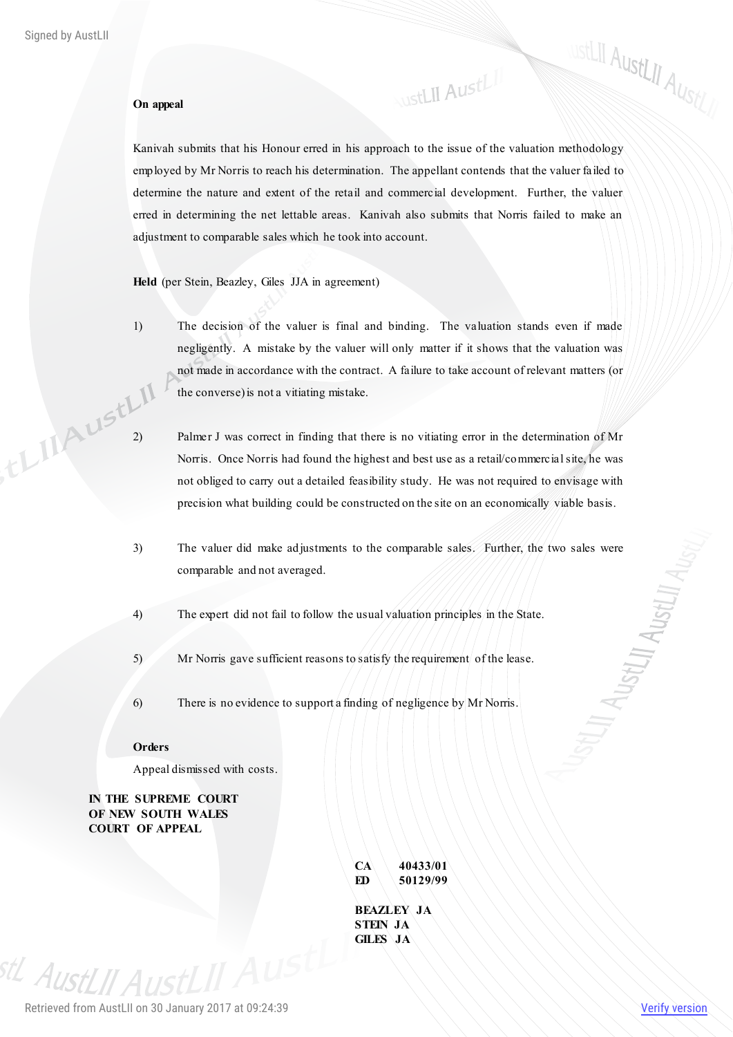**On appeal**

Kanivah submits that his Honour erred in his approach to the issue of the valuation methodology employed by Mr Norris to reach his determination. The appellant contends that the valuer failed to determine the nature and extent of the retail and commercial development. Further, the valuer erred in determining the net lettable areas. Kanivah also submits that Norris failed to make an adjustment to comparable sales which he took into account.

**Held** (per Stein, Beazley, Giles JJA in agreement)

1) The decision of the valuer is final and binding. The valuation stands even if made negligently. A mistake by the valuer will only matter if it shows that the valuation was not made in accordance with the contract. A failure to take account of relevant matters (or the converse) is not a vitiating mistake.

2) Palmer J was correct in finding that there is no vitiating error in the determination of Mr Norris. Once Norris had found the highest and best use as a retail/commercial site, he was not obliged to carry out a detailed feasibility study. He was not required to envisage with precision what building could be constructed on the site on an economically viable basis.

3) The valuer did make adjustments to the comparable sales. Further, the two sales were comparable and not averaged.

4) The expert did not fail to follow the usual valuation principles in the State.

5) Mr Norris gave sufficient reasons to satisfy the requirement of the lease.

6) There is no evidence to support a finding of negligence by Mr Norris.

**Orders**

Appeal dismissed with costs.

**IN THE SUPREME COURT**
**OF NEW SOUTH WALES**
**COURT OF APPEAL**

**CA 40433/01**
**ED 50129/99**

**BEAZLEY JA**
**STEIN JA**
**GILES JA**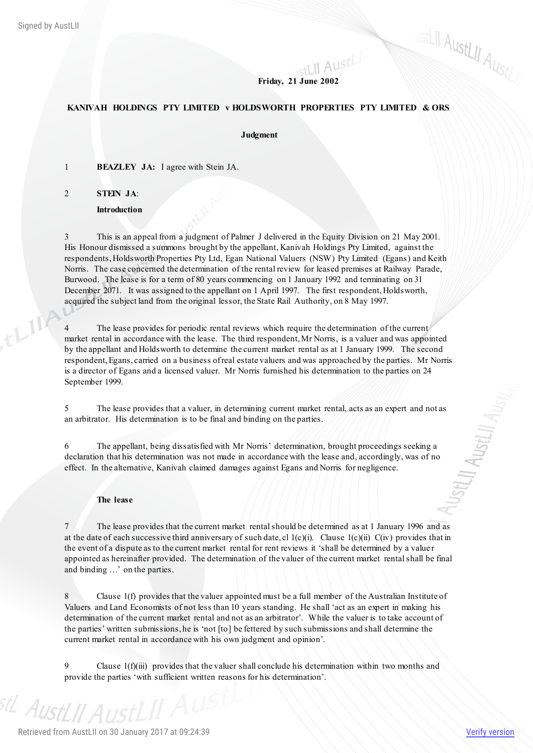**Friday, 21 June 2002**

**KANIVAH HOLDINGS PTY LIMITED v HOLDSWORTH PROPERTIES PTY LIMITED & ORS**

**Judgment**

1 **BEAZLEY JA:** I agree with Stein JA.

2 **STEIN JA**:

**Introduction**

3 This is an appeal from a judgment of Palmer J delivered in the Equity Division on 21 May 2001. His Honour dismissed a summons brought by the appellant, Kanivah Holdings Pty Limited, against the respondents, Holdsworth Properties Pty Ltd, Egan National Valuers (NSW) Pty Limited (Egans) and Keith Norris. The case concerned the determination of the rental review for leased premises at Railway Parade, Burwood. The lease is for a term of 80 years commencing on 1 January 1992 and terminating on 31 December 2071. It was assigned to the appellant on 1 April 1997. The first respondent, Holdsworth, acquired the subject land from the original lessor, the State Rail Authority, on 8 May 1997.

4 The lease provides for periodic rental reviews which require the determination of the current market rental in accordance with the lease. The third respondent, Mr Norris, is a valuer and was appointed by the appellant and Holdsworth to determine the current market rental as at 1 January 1999. The second respondent, Egans, carried on a business of real estate valuers and was approached by the parties. Mr Norris is a director of Egans and a licensed valuer. Mr Norris furnished his determination to the parties on 24 September 1999.

5 The lease provides that a valuer, in determining current market rental, acts as an expert and not as an arbitrator. His determination is to be final and binding on the parties.

6 The appellant, being dissatisfied with Mr Norris' determination, brought proceedings seeking a declaration that his determination was not made in accordance with the lease and, accordingly, was of no effect. In the alternative, Kanivah claimed damages against Egans and Norris for negligence.

**The lease**

7 The lease provides that the current market rental should be determined as at 1 January 1996 and as at the date of each successive third anniversary of such date, cl 1(c)(i). Clause 1(c)(ii) C(iv) provides that in the event of a dispute as to the current market rental for rent reviews it 'shall be determined by a valuer appointed as hereinafter provided. The determination of the valuer of the current market rental shall be final and binding …' on the parties.

8 Clause 1(f) provides that the valuer appointed must be a full member of the Australian Institute of Valuers and Land Economists of not less than 10 years standing. He shall 'act as an expert in making his determination of the current market rental and not as an arbitrator'. While the valuer is to take account of the parties' written submissions, he is 'not [to] be fettered by such submissions and shall determine the current market rental in accordance with his own judgment and opinion'.

9 Clause 1(f)(iii) provides that the valuer shall conclude his determination within two months and provide the parties 'with sufficient written reasons for his determination'.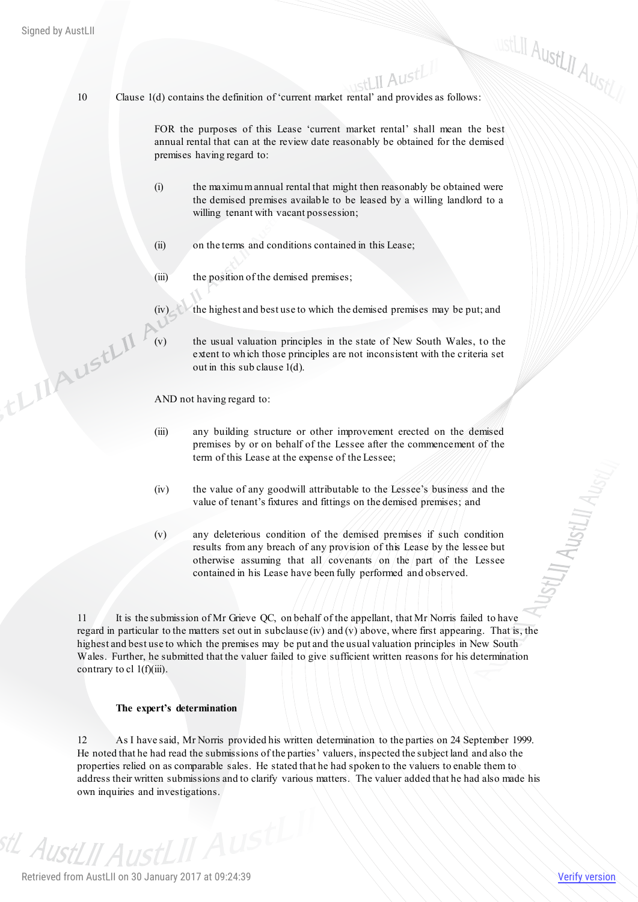10 Clause 1(d) contains the definition of 'current market rental' and provides as follows:

> FOR the purposes of this Lease 'current market rental' shall mean the best annual rental that can at the review date reasonably be obtained for the demised premises having regard to:
>
> (i) the maximum annual rental that might then reasonably be obtained were the demised premises available to be leased by a willing landlord to a willing tenant with vacant possession;
>
> (ii) on the terms and conditions contained in this Lease;
>
> (iii) the position of the demised premises;
>
> (iv) the highest and best use to which the demised premises may be put; and
>
> (v) the usual valuation principles in the state of New South Wales, to the extent to which those principles are not inconsistent with the criteria set out in this sub clause 1(d).
>
> AND not having regard to:
>
> (iii) any building structure or other improvement erected on the demised premises by or on behalf of the Lessee after the commencement of the term of this Lease at the expense of the Lessee;
>
> (iv) the value of any goodwill attributable to the Lessee's business and the value of tenant's fixtures and fittings on the demised premises; and
>
> (v) any deleterious condition of the demised premises if such condition results from any breach of any provision of this Lease by the lessee but otherwise assuming that all covenants on the part of the Lessee contained in his Lease have been fully performed and observed.

11 It is the submission of Mr Grieve QC, on behalf of the appellant, that Mr Norris failed to have regard in particular to the matters set out in subclause (iv) and (v) above, where first appearing. That is, the highest and best use to which the premises may be put and the usual valuation principles in New South Wales. Further, he submitted that the valuer failed to give sufficient written reasons for his determination contrary to cl 1(f)(iii).

**The expert's determination**

12 As I have said, Mr Norris provided his written determination to the parties on 24 September 1999. He noted that he had read the submissions of the parties' valuers, inspected the subject land and also the properties relied on as comparable sales. He stated that he had spoken to the valuers to enable them to address their written submissions and to clarify various matters. The valuer added that he had also made his own inquiries and investigations.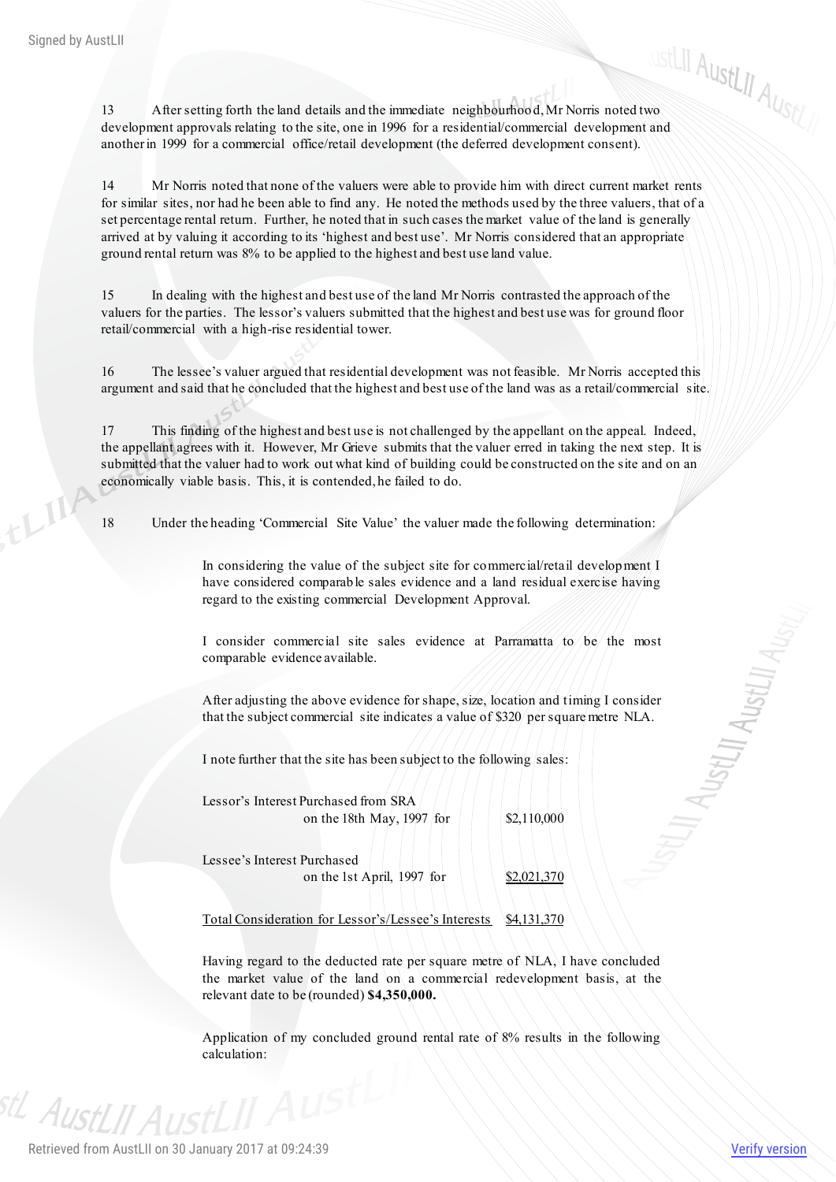13 After setting forth the land details and the immediate neighbourhood, Mr Norris noted two development approvals relating to the site, one in 1996 for a residential/commercial development and another in 1999 for a commercial office/retail development (the deferred development consent).

14 Mr Norris noted that none of the valuers were able to provide him with direct current market rents for similar sites, nor had he been able to find any. He noted the methods used by the three valuers, that of a set percentage rental return. Further, he noted that in such cases the market value of the land is generally arrived at by valuing it according to its 'highest and best use'. Mr Norris considered that an appropriate ground rental return was 8% to be applied to the highest and best use land value.

15 In dealing with the highest and best use of the land Mr Norris contrasted the approach of the valuers for the parties. The lessor's valuers submitted that the highest and best use was for ground floor retail/commercial with a high-rise residential tower.

16 The lessee's valuer argued that residential development was not feasible. Mr Norris accepted this argument and said that he concluded that the highest and best use of the land was as a retail/commercial site.

17 This finding of the highest and best use is not challenged by the appellant on the appeal. Indeed, the appellant agrees with it. However, Mr Grieve submits that the valuer erred in taking the next step. It is submitted that the valuer had to work out what kind of building could be constructed on the site and on an economically viable basis. This, it is contended, he failed to do.

18 Under the heading 'Commercial Site Value' the valuer made the following determination:

> In considering the value of the subject site for commercial/retail development I have considered comparable sales evidence and a land residual exercise having regard to the existing commercial Development Approval.
>
> I consider commercial site sales evidence at Parramatta to be the most comparable evidence available.
>
> After adjusting the above evidence for shape, size, location and timing I consider that the subject commercial site indicates a value of $320 per square metre NLA.
>
> I note further that the site has been subject to the following sales:
>
> Lessor's Interest Purchased from SRA
> on the 18th May, 1997 for $2,110,000
>
> Lessee's Interest Purchased
> on the 1st April, 1997 for $2,021,370
>
> Total Consideration for Lessor's/Lessee's Interests $4,131,370
>
> Having regard to the deducted rate per square metre of NLA, I have concluded the market value of the land on a commercial redevelopment basis, at the relevant date to be (rounded) **$4,350,000.**
>
> Application of my concluded ground rental rate of 8% results in the following calculation: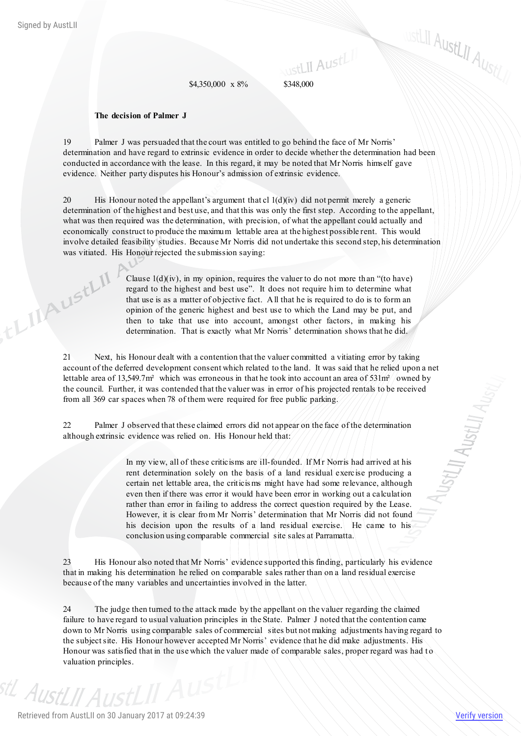$4,350,000 x 8% $348,000

**The decision of Palmer J**

19 Palmer J was persuaded that the court was entitled to go behind the face of Mr Norris' determination and have regard to extrinsic evidence in order to decide whether the determination had been conducted in accordance with the lease. In this regard, it may be noted that Mr Norris himself gave evidence. Neither party disputes his Honour's admission of extrinsic evidence.

20 His Honour noted the appellant's argument that cl 1(d)(iv) did not permit merely a generic determination of the highest and best use, and that this was only the first step. According to the appellant, what was then required was the determination, with precision, of what the appellant could actually and economically construct to produce the maximum lettable area at the highest possible rent. This would involve detailed feasibility studies. Because Mr Norris did not undertake this second step, his determination was vitiated. His Honour rejected the submission saying:

> Clause 1(d)(iv), in my opinion, requires the valuer to do not more than "(to have) regard to the highest and best use". It does not require him to determine what that use is as a matter of objective fact. All that he is required to do is to form an opinion of the generic highest and best use to which the Land may be put, and then to take that use into account, amongst other factors, in making his determination. That is exactly what Mr Norris' determination shows that he did.

21 Next, his Honour dealt with a contention that the valuer committed a vitiating error by taking account of the deferred development consent which related to the land. It was said that he relied upon a net lettable area of 13,549.7m² which was erroneous in that he took into account an area of 531m² owned by the council. Further, it was contended that the valuer was in error of his projected rentals to be received from all 369 car spaces when 78 of them were required for free public parking.

22 Palmer J observed that these claimed errors did not appear on the face of the determination although extrinsic evidence was relied on. His Honour held that:

> In my view, all of these criticisms are ill-founded. If Mr Norris had arrived at his rent determination solely on the basis of a land residual exercise producing a certain net lettable area, the criticisms might have had some relevance, although even then if there was error it would have been error in working out a calculation rather than error in failing to address the correct question required by the Lease. However, it is clear from Mr Norris' determination that Mr Norris did not found his decision upon the results of a land residual exercise. He came to his conclusion using comparable commercial site sales at Parramatta.

23 His Honour also noted that Mr Norris' evidence supported this finding, particularly his evidence that in making his determination he relied on comparable sales rather than on a land residual exercise because of the many variables and uncertainties involved in the latter.

24 The judge then turned to the attack made by the appellant on the valuer regarding the claimed failure to have regard to usual valuation principles in the State. Palmer J noted that the contention came down to Mr Norris using comparable sales of commercial sites but not making adjustments having regard to the subject site. His Honour however accepted Mr Norris' evidence that he did make adjustments. His Honour was satisfied that in the use which the valuer made of comparable sales, proper regard was had to valuation principles.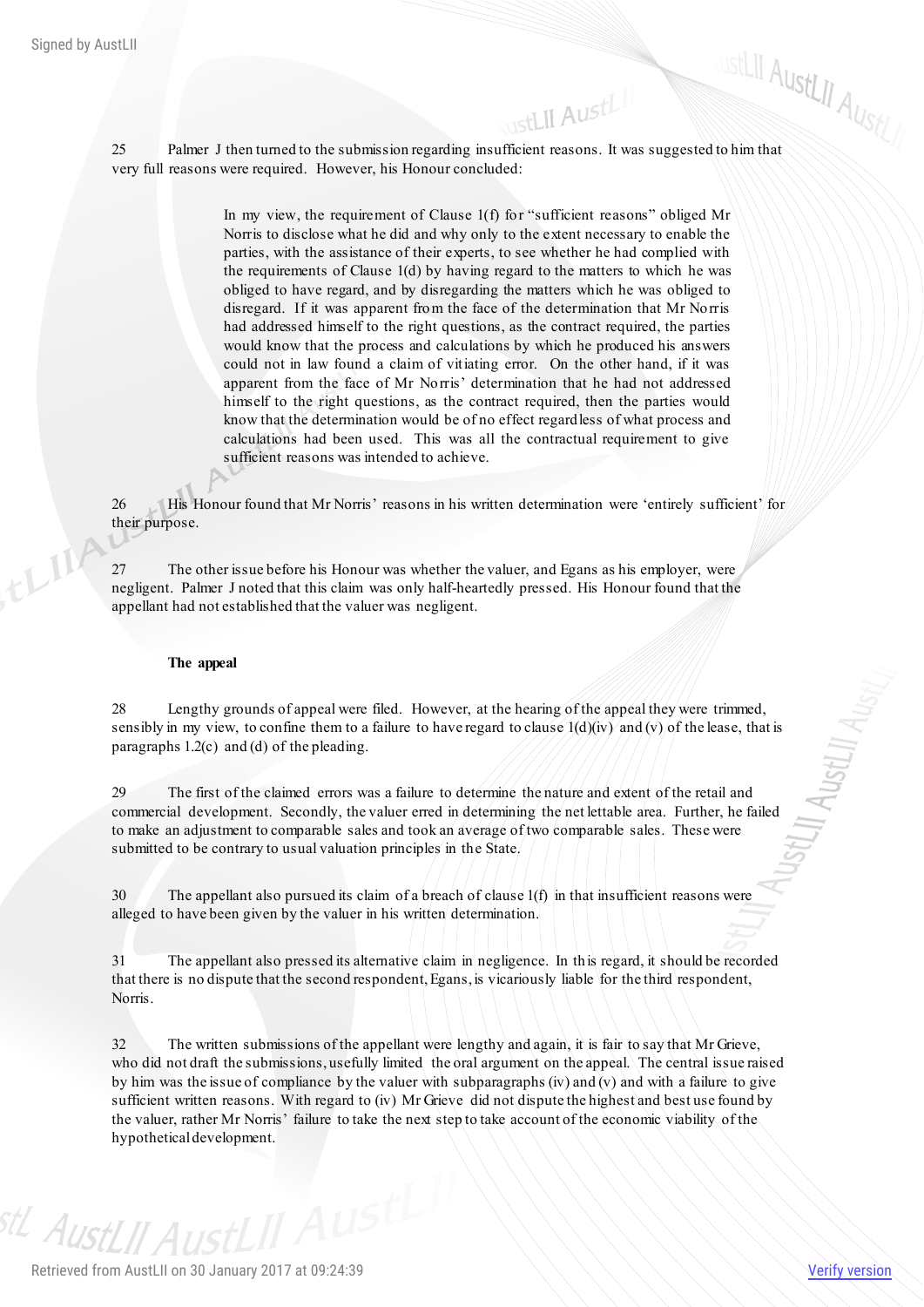25 Palmer J then turned to the submission regarding insufficient reasons. It was suggested to him that very full reasons were required. However, his Honour concluded:

> In my view, the requirement of Clause 1(f) for "sufficient reasons" obliged Mr Norris to disclose what he did and why only to the extent necessary to enable the parties, with the assistance of their experts, to see whether he had complied with the requirements of Clause 1(d) by having regard to the matters to which he was obliged to have regard, and by disregarding the matters which he was obliged to disregard. If it was apparent from the face of the determination that Mr Norris had addressed himself to the right questions, as the contract required, the parties would know that the process and calculations by which he produced his answers could not in law found a claim of vitiating error. On the other hand, if it was apparent from the face of Mr Norris' determination that he had not addressed himself to the right questions, as the contract required, then the parties would know that the determination would be of no effect regardless of what process and calculations had been used. This was all the contractual requirement to give sufficient reasons was intended to achieve.

26 His Honour found that Mr Norris' reasons in his written determination were 'entirely sufficient' for their purpose.

27 The other issue before his Honour was whether the valuer, and Egans as his employer, were negligent. Palmer J noted that this claim was only half-heartedly pressed. His Honour found that the appellant had not established that the valuer was negligent.

**The appeal**

28 Lengthy grounds of appeal were filed. However, at the hearing of the appeal they were trimmed, sensibly in my view, to confine them to a failure to have regard to clause 1(d)(iv) and (v) of the lease, that is paragraphs 1.2(c) and (d) of the pleading.

29 The first of the claimed errors was a failure to determine the nature and extent of the retail and commercial development. Secondly, the valuer erred in determining the net lettable area. Further, he failed to make an adjustment to comparable sales and took an average of two comparable sales. These were submitted to be contrary to usual valuation principles in the State.

30 The appellant also pursued its claim of a breach of clause 1(f) in that insufficient reasons were alleged to have been given by the valuer in his written determination.

31 The appellant also pressed its alternative claim in negligence. In this regard, it should be recorded that there is no dispute that the second respondent, Egans, is vicariously liable for the third respondent, Norris.

32 The written submissions of the appellant were lengthy and again, it is fair to say that Mr Grieve, who did not draft the submissions, usefully limited the oral argument on the appeal. The central issue raised by him was the issue of compliance by the valuer with subparagraphs (iv) and (v) and with a failure to give sufficient written reasons. With regard to (iv) Mr Grieve did not dispute the highest and best use found by the valuer, rather Mr Norris' failure to take the next step to take account of the economic viability of the hypothetical development.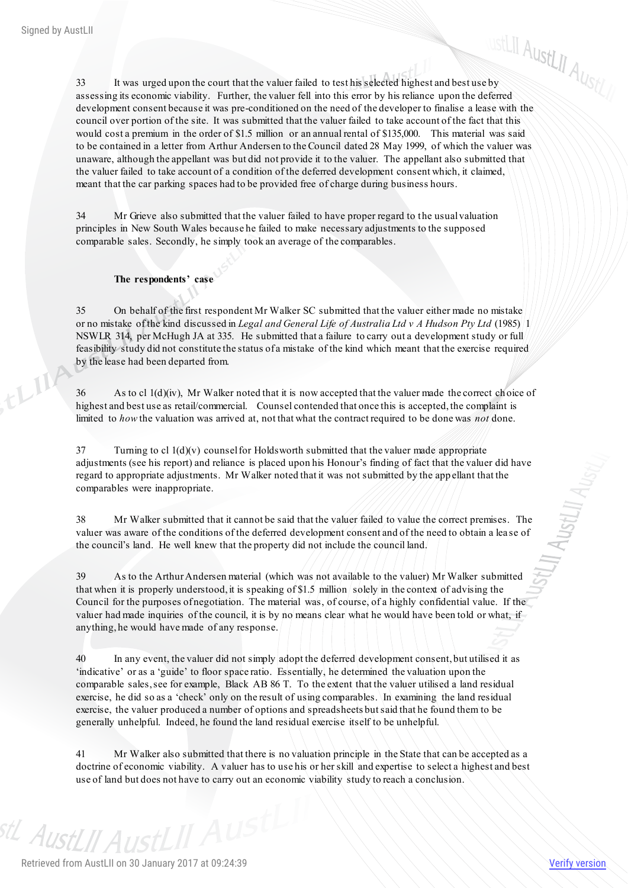33 It was urged upon the court that the valuer failed to test his selected highest and best use by assessing its economic viability. Further, the valuer fell into this error by his reliance upon the deferred development consent because it was pre-conditioned on the need of the developer to finalise a lease with the council over portion of the site. It was submitted that the valuer failed to take account of the fact that this would cost a premium in the order of $1.5 million or an annual rental of $135,000. This material was said to be contained in a letter from Arthur Andersen to the Council dated 28 May 1999, of which the valuer was unaware, although the appellant was but did not provide it to the valuer. The appellant also submitted that the valuer failed to take account of a condition of the deferred development consent which, it claimed, meant that the car parking spaces had to be provided free of charge during business hours.

34 Mr Grieve also submitted that the valuer failed to have proper regard to the usual valuation principles in New South Wales because he failed to make necessary adjustments to the supposed comparable sales. Secondly, he simply took an average of the comparables.

**The respondents' case**

35 On behalf of the first respondent Mr Walker SC submitted that the valuer either made no mistake or no mistake of the kind discussed in *Legal and General Life of Australia Ltd v A Hudson Pty Ltd* (1985) 1 NSWLR 314, per McHugh JA at 335. He submitted that a failure to carry out a development study or full feasibility study did not constitute the status of a mistake of the kind which meant that the exercise required by the lease had been departed from.

36 As to cl 1(d)(iv), Mr Walker noted that it is now accepted that the valuer made the correct choice of highest and best use as retail/commercial. Counsel contended that once this is accepted, the complaint is limited to *how* the valuation was arrived at, not that what the contract required to be done was *not* done.

37 Turning to cl 1(d)(v) counsel for Holdsworth submitted that the valuer made appropriate adjustments (see his report) and reliance is placed upon his Honour's finding of fact that the valuer did have regard to appropriate adjustments. Mr Walker noted that it was not submitted by the appellant that the comparables were inappropriate.

38 Mr Walker submitted that it cannot be said that the valuer failed to value the correct premises. The valuer was aware of the conditions of the deferred development consent and of the need to obtain a lease of the council's land. He well knew that the property did not include the council land.

39 As to the Arthur Andersen material (which was not available to the valuer) Mr Walker submitted that when it is properly understood, it is speaking of $1.5 million solely in the context of advising the Council for the purposes of negotiation. The material was, of course, of a highly confidential value. If the valuer had made inquiries of the council, it is by no means clear what he would have been told or what, if anything, he would have made of any response.

40 In any event, the valuer did not simply adopt the deferred development consent, but utilised it as 'indicative' or as a 'guide' to floor space ratio. Essentially, he determined the valuation upon the comparable sales, see for example, Black AB 86 T. To the extent that the valuer utilised a land residual exercise, he did so as a 'check' only on the result of using comparables. In examining the land residual exercise, the valuer produced a number of options and spreadsheets but said that he found them to be generally unhelpful. Indeed, he found the land residual exercise itself to be unhelpful.

41 Mr Walker also submitted that there is no valuation principle in the State that can be accepted as a doctrine of economic viability. A valuer has to use his or her skill and expertise to select a highest and best use of land but does not have to carry out an economic viability study to reach a conclusion.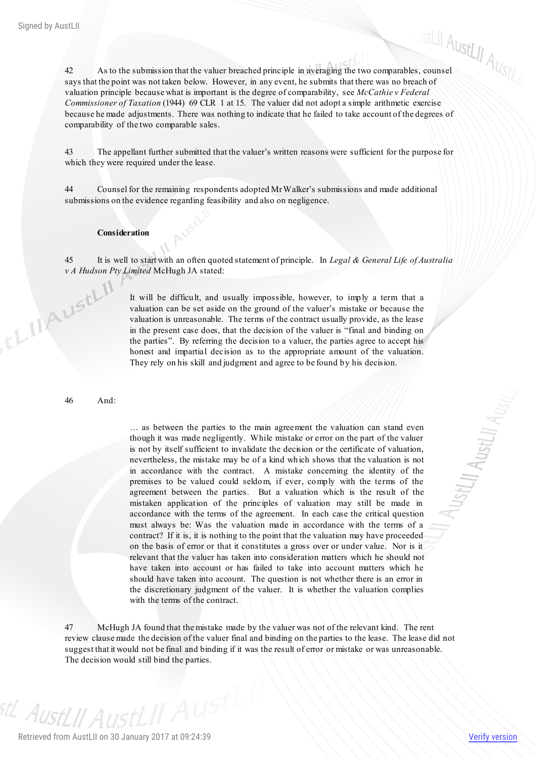42 As to the submission that the valuer breached principle in averaging the two comparables, counsel says that the point was not taken below. However, in any event, he submits that there was no breach of valuation principle because what is important is the degree of comparability, see *McCathie v Federal Commissioner of Taxation* (1944) 69 CLR 1 at 15. The valuer did not adopt a simple arithmetic exercise because he made adjustments. There was nothing to indicate that he failed to take account of the degrees of comparability of the two comparable sales.

43 The appellant further submitted that the valuer's written reasons were sufficient for the purpose for which they were required under the lease.

44 Counsel for the remaining respondents adopted Mr Walker's submissions and made additional submissions on the evidence regarding feasibility and also on negligence.

**Consideration**

45 It is well to start with an often quoted statement of principle. In *Legal & General Life of Australia v A Hudson Pty Limited* McHugh JA stated:

> It will be difficult, and usually impossible, however, to imply a term that a valuation can be set aside on the ground of the valuer's mistake or because the valuation is unreasonable. The terms of the contract usually provide, as the lease in the present case does, that the decision of the valuer is "final and binding on the parties". By referring the decision to a valuer, the parties agree to accept his honest and impartial decision as to the appropriate amount of the valuation. They rely on his skill and judgment and agree to be found by his decision.

46 And:

> … as between the parties to the main agreement the valuation can stand even though it was made negligently. While mistake or error on the part of the valuer is not by itself sufficient to invalidate the decision or the certificate of valuation, nevertheless, the mistake may be of a kind which shows that the valuation is not in accordance with the contract. A mistake concerning the identity of the premises to be valued could seldom, if ever, comply with the terms of the agreement between the parties. But a valuation which is the result of the mistaken application of the principles of valuation may still be made in accordance with the terms of the agreement. In each case the critical question must always be: Was the valuation made in accordance with the terms of a contract? If it is, it is nothing to the point that the valuation may have proceeded on the basis of error or that it constitutes a gross over or under value. Nor is it relevant that the valuer has taken into consideration matters which he should not have taken into account or has failed to take into account matters which he should have taken into account. The question is not whether there is an error in the discretionary judgment of the valuer. It is whether the valuation complies with the terms of the contract.

47 McHugh JA found that the mistake made by the valuer was not of the relevant kind. The rent review clause made the decision of the valuer final and binding on the parties to the lease. The lease did not suggest that it would not be final and binding if it was the result of error or mistake or was unreasonable. The decision would still bind the parties.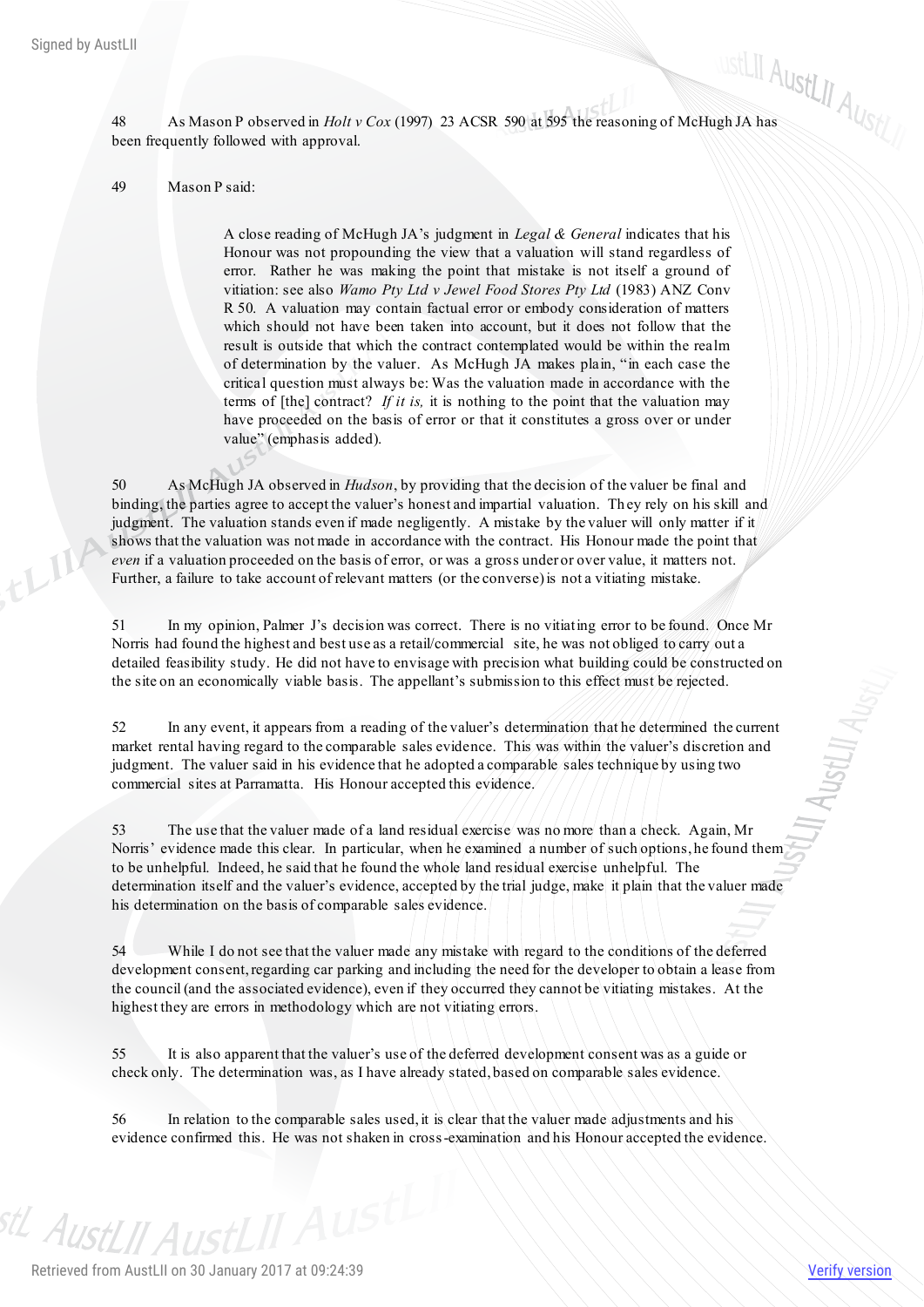48 As Mason P observed in *Holt v Cox* (1997) 23 ACSR 590 at 595 the reasoning of McHugh JA has been frequently followed with approval.

49 Mason P said:

> A close reading of McHugh JA's judgment in *Legal & General* indicates that his Honour was not propounding the view that a valuation will stand regardless of error. Rather he was making the point that mistake is not itself a ground of vitiation: see also *Wamo Pty Ltd v Jewel Food Stores Pty Ltd* (1983) ANZ Conv R 50. A valuation may contain factual error or embody consideration of matters which should not have been taken into account, but it does not follow that the result is outside that which the contract contemplated would be within the realm of determination by the valuer. As McHugh JA makes plain, "in each case the critical question must always be: Was the valuation made in accordance with the terms of [the] contract? *If it is,* it is nothing to the point that the valuation may have proceeded on the basis of error or that it constitutes a gross over or under value" (emphasis added).

50 As McHugh JA observed in *Hudson*, by providing that the decision of the valuer be final and binding, the parties agree to accept the valuer's honest and impartial valuation. They rely on his skill and judgment. The valuation stands even if made negligently. A mistake by the valuer will only matter if it shows that the valuation was not made in accordance with the contract. His Honour made the point that *even* if a valuation proceeded on the basis of error, or was a gross under or over value, it matters not. Further, a failure to take account of relevant matters (or the converse) is not a vitiating mistake.

51 In my opinion, Palmer J's decision was correct. There is no vitiating error to be found. Once Mr Norris had found the highest and best use as a retail/commercial site, he was not obliged to carry out a detailed feasibility study. He did not have to envisage with precision what building could be constructed on the site on an economically viable basis. The appellant's submission to this effect must be rejected.

52 In any event, it appears from a reading of the valuer's determination that he determined the current market rental having regard to the comparable sales evidence. This was within the valuer's discretion and judgment. The valuer said in his evidence that he adopted a comparable sales technique by using two commercial sites at Parramatta. His Honour accepted this evidence.

53 The use that the valuer made of a land residual exercise was no more than a check. Again, Mr Norris' evidence made this clear. In particular, when he examined a number of such options, he found them to be unhelpful. Indeed, he said that he found the whole land residual exercise unhelpful. The determination itself and the valuer's evidence, accepted by the trial judge, make it plain that the valuer made his determination on the basis of comparable sales evidence.

54 While I do not see that the valuer made any mistake with regard to the conditions of the deferred development consent, regarding car parking and including the need for the developer to obtain a lease from the council (and the associated evidence), even if they occurred they cannot be vitiating mistakes. At the highest they are errors in methodology which are not vitiating errors.

55 It is also apparent that the valuer's use of the deferred development consent was as a guide or check only. The determination was, as I have already stated, based on comparable sales evidence.

56 In relation to the comparable sales used, it is clear that the valuer made adjustments and his evidence confirmed this. He was not shaken in cross-examination and his Honour accepted the evidence.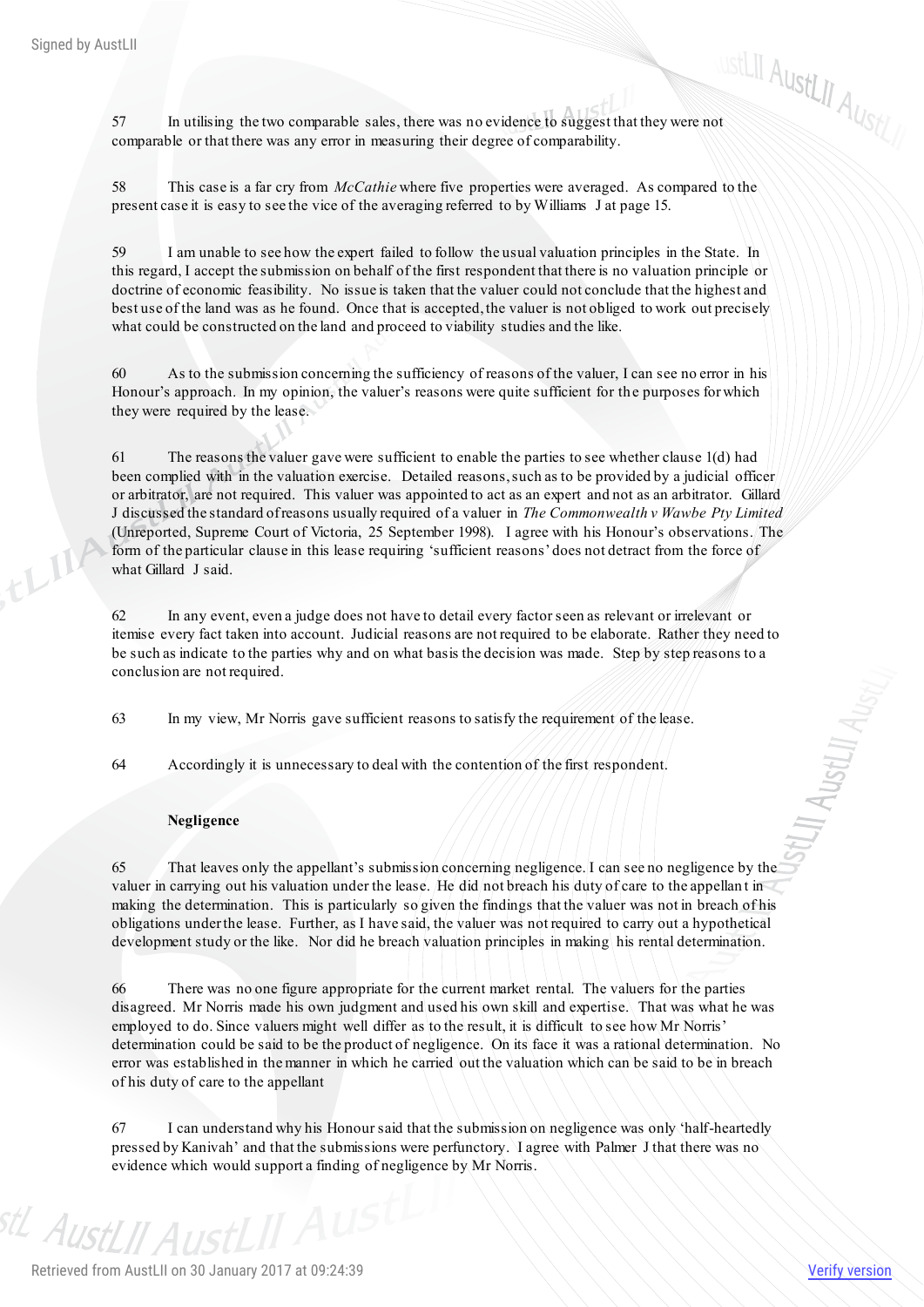57 In utilising the two comparable sales, there was no evidence to suggest that they were not comparable or that there was any error in measuring their degree of comparability.

58 This case is a far cry from *McCathie* where five properties were averaged. As compared to the present case it is easy to see the vice of the averaging referred to by Williams J at page 15.

59 I am unable to see how the expert failed to follow the usual valuation principles in the State. In this regard, I accept the submission on behalf of the first respondent that there is no valuation principle or doctrine of economic feasibility. No issue is taken that the valuer could not conclude that the highest and best use of the land was as he found. Once that is accepted, the valuer is not obliged to work out precisely what could be constructed on the land and proceed to viability studies and the like.

60 As to the submission concerning the sufficiency of reasons of the valuer, I can see no error in his Honour's approach. In my opinion, the valuer's reasons were quite sufficient for the purposes for which they were required by the lease.

61 The reasons the valuer gave were sufficient to enable the parties to see whether clause 1(d) had been complied with in the valuation exercise. Detailed reasons, such as to be provided by a judicial officer or arbitrator, are not required. This valuer was appointed to act as an expert and not as an arbitrator. Gillard J discussed the standard of reasons usually required of a valuer in *The Commonwealth v Wawbe Pty Limited* (Unreported, Supreme Court of Victoria, 25 September 1998). I agree with his Honour's observations. The form of the particular clause in this lease requiring 'sufficient reasons' does not detract from the force of what Gillard J said.

62 In any event, even a judge does not have to detail every factor seen as relevant or irrelevant or itemise every fact taken into account. Judicial reasons are not required to be elaborate. Rather they need to be such as indicate to the parties why and on what basis the decision was made. Step by step reasons to a conclusion are not required.

63 In my view, Mr Norris gave sufficient reasons to satisfy the requirement of the lease.

64 Accordingly it is unnecessary to deal with the contention of the first respondent.

**Negligence**

65 That leaves only the appellant's submission concerning negligence. I can see no negligence by the valuer in carrying out his valuation under the lease. He did not breach his duty of care to the appellant in making the determination. This is particularly so given the findings that the valuer was not in breach of his obligations under the lease. Further, as I have said, the valuer was not required to carry out a hypothetical development study or the like. Nor did he breach valuation principles in making his rental determination.

66 There was no one figure appropriate for the current market rental. The valuers for the parties disagreed. Mr Norris made his own judgment and used his own skill and expertise. That was what he was employed to do. Since valuers might well differ as to the result, it is difficult to see how Mr Norris' determination could be said to be the product of negligence. On its face it was a rational determination. No error was established in the manner in which he carried out the valuation which can be said to be in breach of his duty of care to the appellant

67 I can understand why his Honour said that the submission on negligence was only 'half-heartedly pressed by Kanivah' and that the submissions were perfunctory. I agree with Palmer J that there was no evidence which would support a finding of negligence by Mr Norris.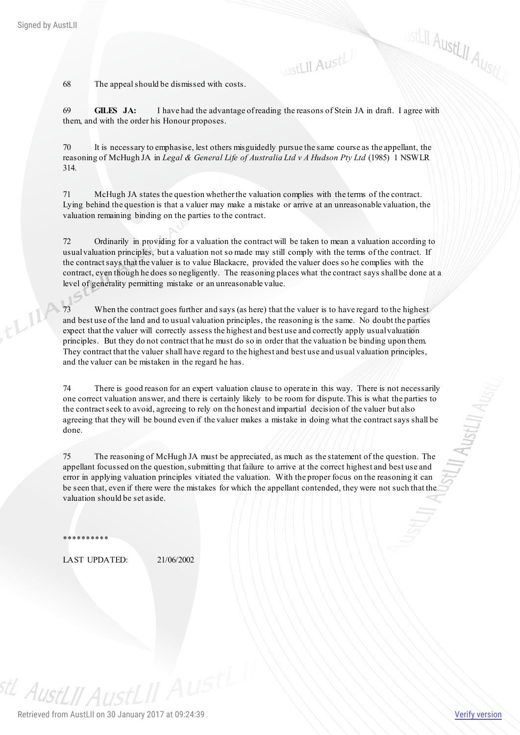68 The appeal should be dismissed with costs.

69 **GILES JA:** I have had the advantage of reading the reasons of Stein JA in draft. I agree with them, and with the order his Honour proposes.

70 It is necessary to emphasise, lest others misguidedly pursue the same course as the appellant, the reasoning of McHugh JA in *Legal & General Life of Australia Ltd v A Hudson Pty Ltd* (1985) 1 NSWLR 314.

71 McHugh JA states the question whether the valuation complies with the terms of the contract. Lying behind the question is that a valuer may make a mistake or arrive at an unreasonable valuation, the valuation remaining binding on the parties to the contract.

72 Ordinarily in providing for a valuation the contract will be taken to mean a valuation according to usual valuation principles, but a valuation not so made may still comply with the terms of the contract. If the contract says that the valuer is to value Blackacre, provided the valuer does so he complies with the contract, even though he does so negligently. The reasoning places what the contract says shall be done at a level of generality permitting mistake or an unreasonable value.

73 When the contract goes further and says (as here) that the valuer is to have regard to the highest and best use of the land and to usual valuation principles, the reasoning is the same. No doubt the parties expect that the valuer will correctly assess the highest and best use and correctly apply usual valuation principles. But they do not contract that he must do so in order that the valuation be binding upon them. They contract that the valuer shall have regard to the highest and best use and usual valuation principles, and the valuer can be mistaken in the regard he has.

74 There is good reason for an expert valuation clause to operate in this way. There is not necessarily one correct valuation answer, and there is certainly likely to be room for dispute. This is what the parties to the contract seek to avoid, agreeing to rely on the honest and impartial decision of the valuer but also agreeing that they will be bound even if the valuer makes a mistake in doing what the contract says shall be done.

75 The reasoning of McHugh JA must be appreciated, as much as the statement of the question. The appellant focussed on the question, submitting that failure to arrive at the correct highest and best use and error in applying valuation principles vitiated the valuation. With the proper focus on the reasoning it can be seen that, even if there were the mistakes for which the appellant contended, they were not such that the valuation should be set aside.

**********

LAST UPDATED: 21/06/2002